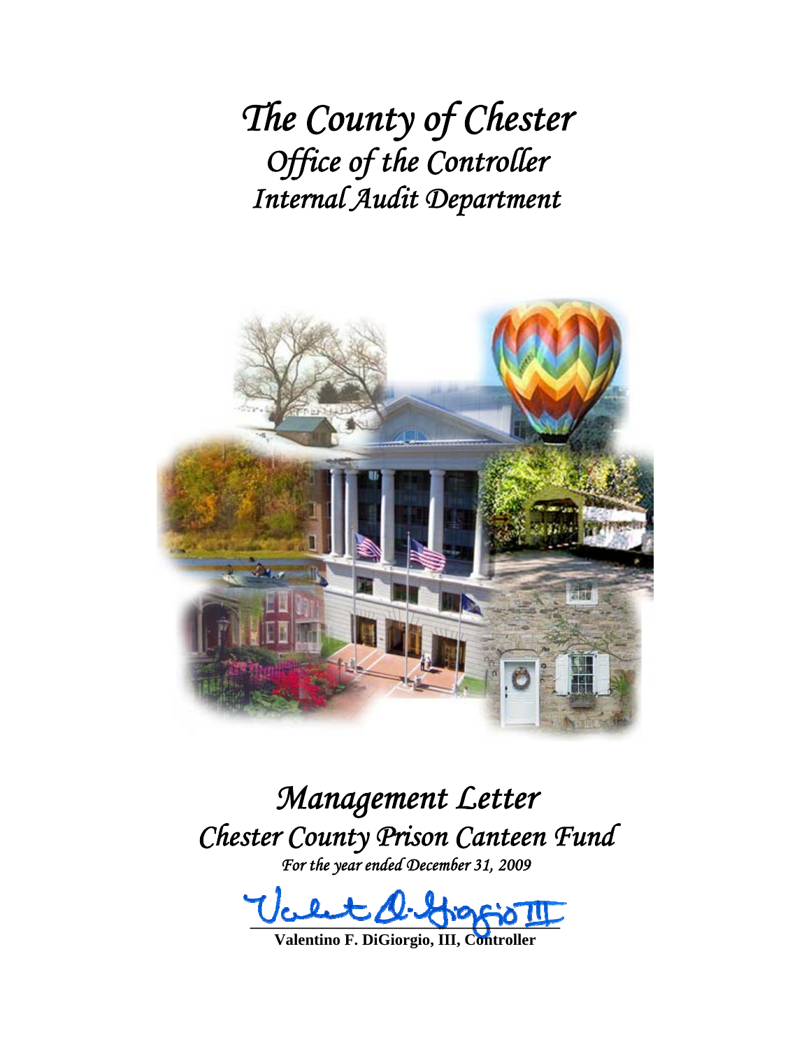# *The County of Chester*
## *Office of the Controller*
## *Internal Audit Department*

# *Management Letter*
## *Chester County Prison Canteen Fund*
*For the year ended December 31, 2009*

**Valentino F. DiGiorgio, III, Controller**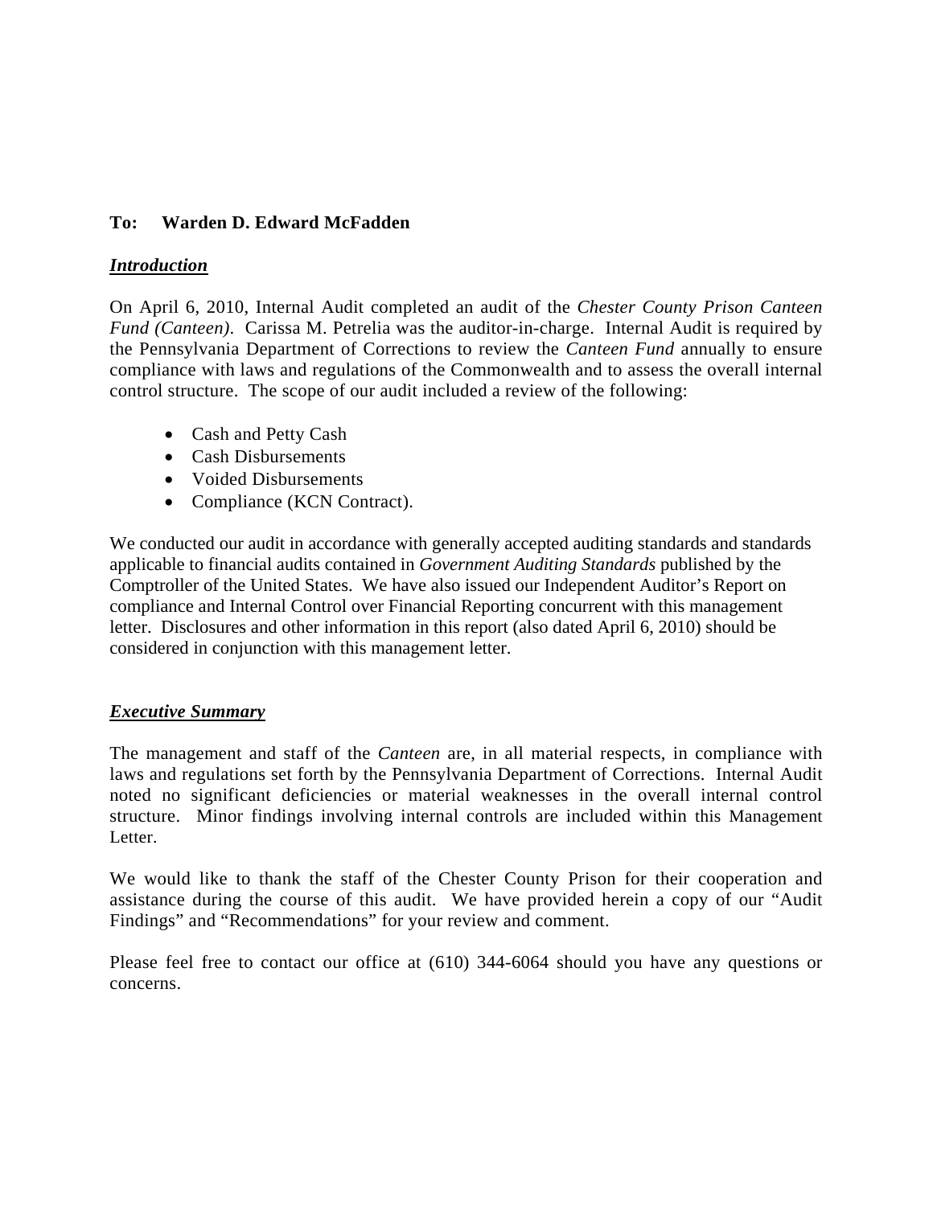**To: Warden D. Edward McFadden**

***Introduction***

On April 6, 2010, Internal Audit completed an audit of the *Chester County Prison Canteen Fund (Canteen)*. Carissa M. Petrelia was the auditor-in-charge. Internal Audit is required by the Pennsylvania Department of Corrections to review the *Canteen Fund* annually to ensure compliance with laws and regulations of the Commonwealth and to assess the overall internal control structure. The scope of our audit included a review of the following:

- Cash and Petty Cash
- Cash Disbursements
- Voided Disbursements
- Compliance (KCN Contract).

We conducted our audit in accordance with generally accepted auditing standards and standards applicable to financial audits contained in *Government Auditing Standards* published by the Comptroller of the United States. We have also issued our Independent Auditor's Report on compliance and Internal Control over Financial Reporting concurrent with this management letter. Disclosures and other information in this report (also dated April 6, 2010) should be considered in conjunction with this management letter.

***Executive Summary***

The management and staff of the *Canteen* are, in all material respects, in compliance with laws and regulations set forth by the Pennsylvania Department of Corrections. Internal Audit noted no significant deficiencies or material weaknesses in the overall internal control structure. Minor findings involving internal controls are included within this Management Letter.

We would like to thank the staff of the Chester County Prison for their cooperation and assistance during the course of this audit. We have provided herein a copy of our "Audit Findings" and "Recommendations" for your review and comment.

Please feel free to contact our office at (610) 344-6064 should you have any questions or concerns.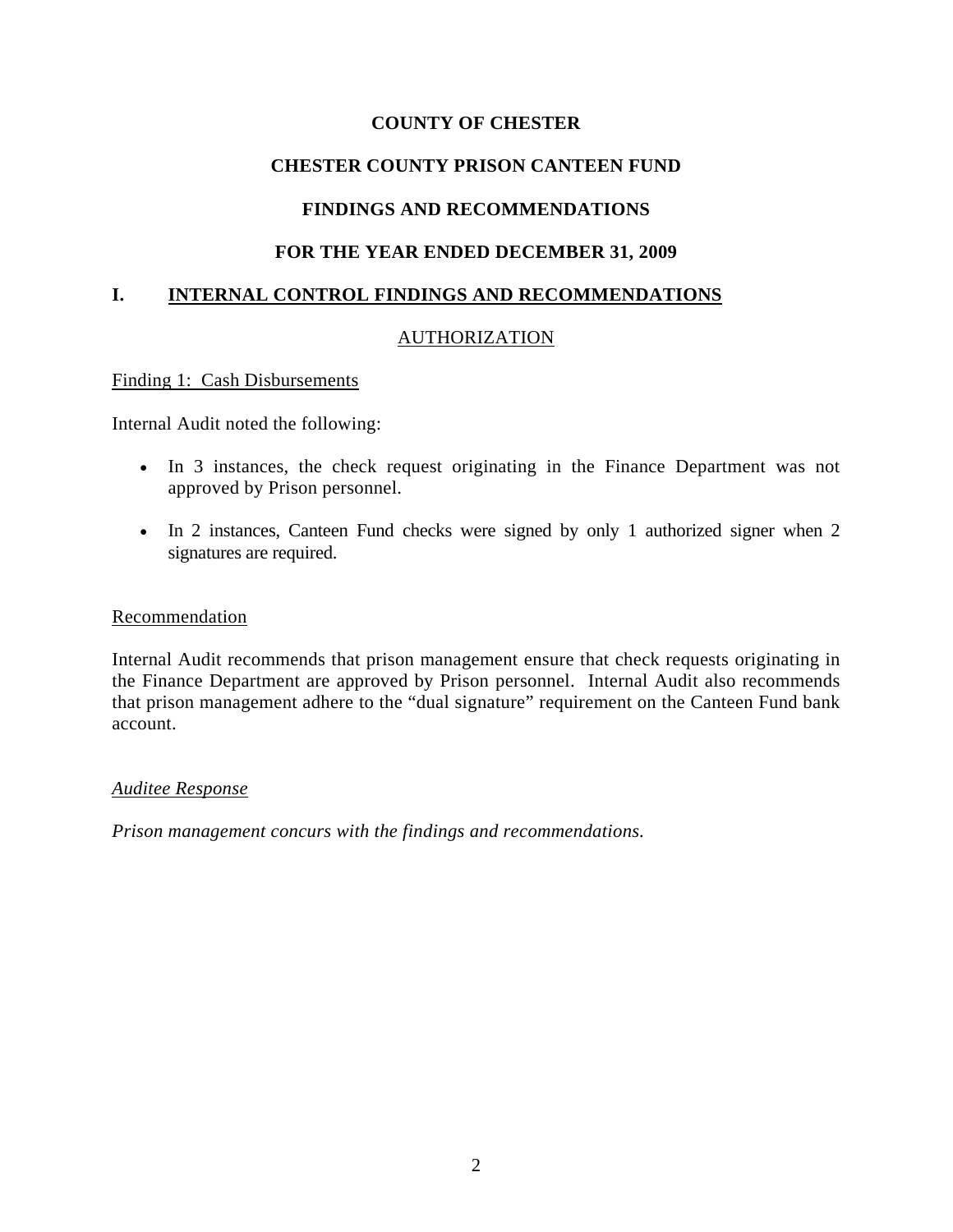# COUNTY OF CHESTER

## CHESTER COUNTY PRISON CANTEEN FUND

## FINDINGS AND RECOMMENDATIONS

## FOR THE YEAR ENDED DECEMBER 31, 2009

## I. INTERNAL CONTROL FINDINGS AND RECOMMENDATIONS

### AUTHORIZATION

Finding 1: Cash Disbursements

Internal Audit noted the following:

- In 3 instances, the check request originating in the Finance Department was not approved by Prison personnel.
- In 2 instances, Canteen Fund checks were signed by only 1 authorized signer when 2 signatures are required.

Recommendation

Internal Audit recommends that prison management ensure that check requests originating in the Finance Department are approved by Prison personnel. Internal Audit also recommends that prison management adhere to the "dual signature" requirement on the Canteen Fund bank account.

*Auditee Response*

*Prison management concurs with the findings and recommendations.*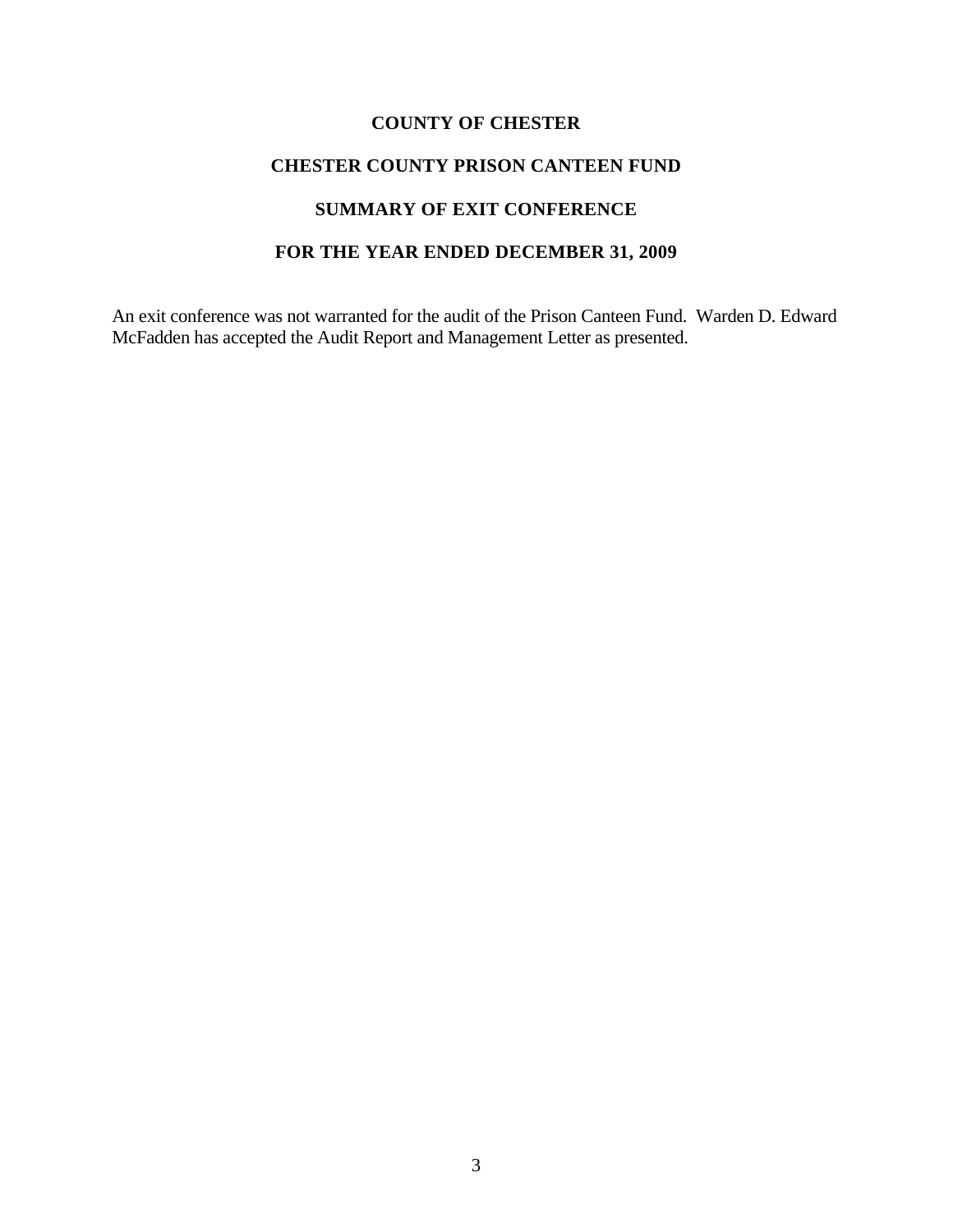# COUNTY OF CHESTER

## CHESTER COUNTY PRISON CANTEEN FUND

## SUMMARY OF EXIT CONFERENCE

## FOR THE YEAR ENDED DECEMBER 31, 2009

An exit conference was not warranted for the audit of the Prison Canteen Fund. Warden D. Edward McFadden has accepted the Audit Report and Management Letter as presented.